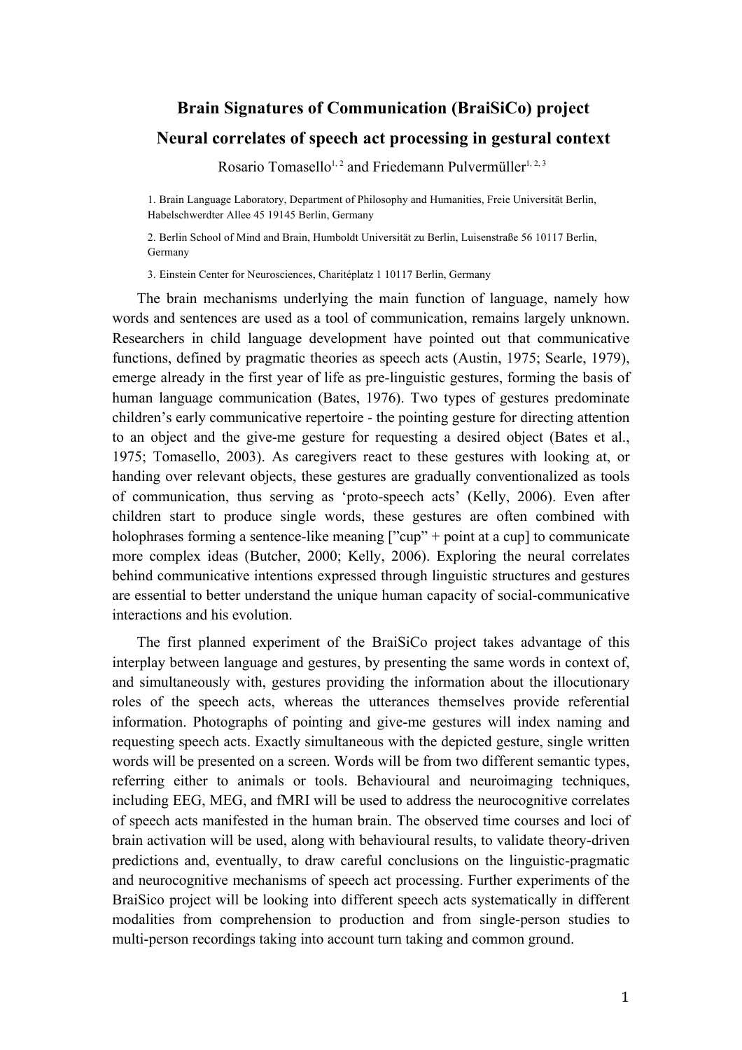# Brain Signatures of Communication (BraiSiCo) project

## Neural correlates of speech act processing in gestural context

Rosario Tomasello[1, 2] and Friedemann Pulvermüller[1, 2, 3]

1. Brain Language Laboratory, Department of Philosophy and Humanities, Freie Universität Berlin, Habelschwerdter Allee 45 19145 Berlin, Germany

2. Berlin School of Mind and Brain, Humboldt Universität zu Berlin, Luisenstraße 56 10117 Berlin, Germany

3. Einstein Center for Neurosciences, Charitéplatz 1 10117 Berlin, Germany

The brain mechanisms underlying the main function of language, namely how words and sentences are used as a tool of communication, remains largely unknown. Researchers in child language development have pointed out that communicative functions, defined by pragmatic theories as speech acts (Austin, 1975; Searle, 1979), emerge already in the first year of life as pre-linguistic gestures, forming the basis of human language communication (Bates, 1976). Two types of gestures predominate children's early communicative repertoire - the pointing gesture for directing attention to an object and the give-me gesture for requesting a desired object (Bates et al., 1975; Tomasello, 2003). As caregivers react to these gestures with looking at, or handing over relevant objects, these gestures are gradually conventionalized as tools of communication, thus serving as 'proto-speech acts' (Kelly, 2006). Even after children start to produce single words, these gestures are often combined with holophrases forming a sentence-like meaning [”cup” + point at a cup] to communicate more complex ideas (Butcher, 2000; Kelly, 2006). Exploring the neural correlates behind communicative intentions expressed through linguistic structures and gestures are essential to better understand the unique human capacity of social-communicative interactions and his evolution.

The first planned experiment of the BraiSiCo project takes advantage of this interplay between language and gestures, by presenting the same words in context of, and simultaneously with, gestures providing the information about the illocutionary roles of the speech acts, whereas the utterances themselves provide referential information. Photographs of pointing and give-me gestures will index naming and requesting speech acts. Exactly simultaneous with the depicted gesture, single written words will be presented on a screen. Words will be from two different semantic types, referring either to animals or tools. Behavioural and neuroimaging techniques, including EEG, MEG, and fMRI will be used to address the neurocognitive correlates of speech acts manifested in the human brain. The observed time courses and loci of brain activation will be used, along with behavioural results, to validate theory-driven predictions and, eventually, to draw careful conclusions on the linguistic-pragmatic and neurocognitive mechanisms of speech act processing. Further experiments of the BraiSico project will be looking into different speech acts systematically in different modalities from comprehension to production and from single-person studies to multi-person recordings taking into account turn taking and common ground.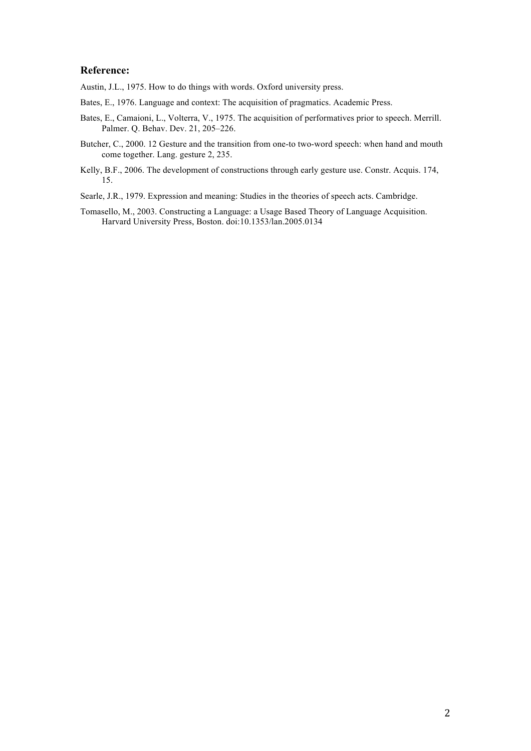### Reference:

Austin, J.L., 1975. How to do things with words. Oxford university press.

Bates, E., 1976. Language and context: The acquisition of pragmatics. Academic Press.

Bates, E., Camaioni, L., Volterra, V., 1975. The acquisition of performatives prior to speech. Merrill. Palmer. Q. Behav. Dev. 21, 205–226.

Butcher, C., 2000. 12 Gesture and the transition from one-to two-word speech: when hand and mouth come together. Lang. gesture 2, 235.

Kelly, B.F., 2006. The development of constructions through early gesture use. Constr. Acquis. 174, 15.

Searle, J.R., 1979. Expression and meaning: Studies in the theories of speech acts. Cambridge.

Tomasello, M., 2003. Constructing a Language: a Usage Based Theory of Language Acquisition. Harvard University Press, Boston. doi:10.1353/lan.2005.0134